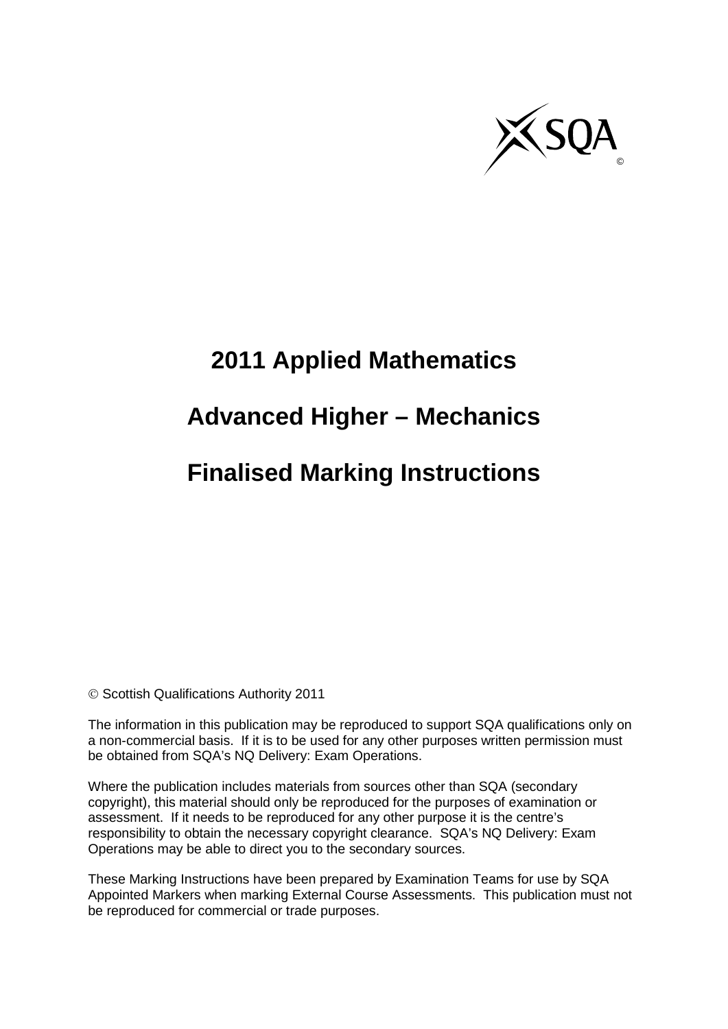# 2011 Applied Mathematics

# Advanced Higher – Mechanics

# Finalised Marking Instructions

© Scottish Qualifications Authority 2011

The information in this publication may be reproduced to support SQA qualifications only on a non-commercial basis. If it is to be used for any other purposes written permission must be obtained from SQA's NQ Delivery: Exam Operations.

Where the publication includes materials from sources other than SQA (secondary copyright), this material should only be reproduced for the purposes of examination or assessment. If it needs to be reproduced for any other purpose it is the centre's responsibility to obtain the necessary copyright clearance. SQA's NQ Delivery: Exam Operations may be able to direct you to the secondary sources.

These Marking Instructions have been prepared by Examination Teams for use by SQA Appointed Markers when marking External Course Assessments. This publication must not be reproduced for commercial or trade purposes.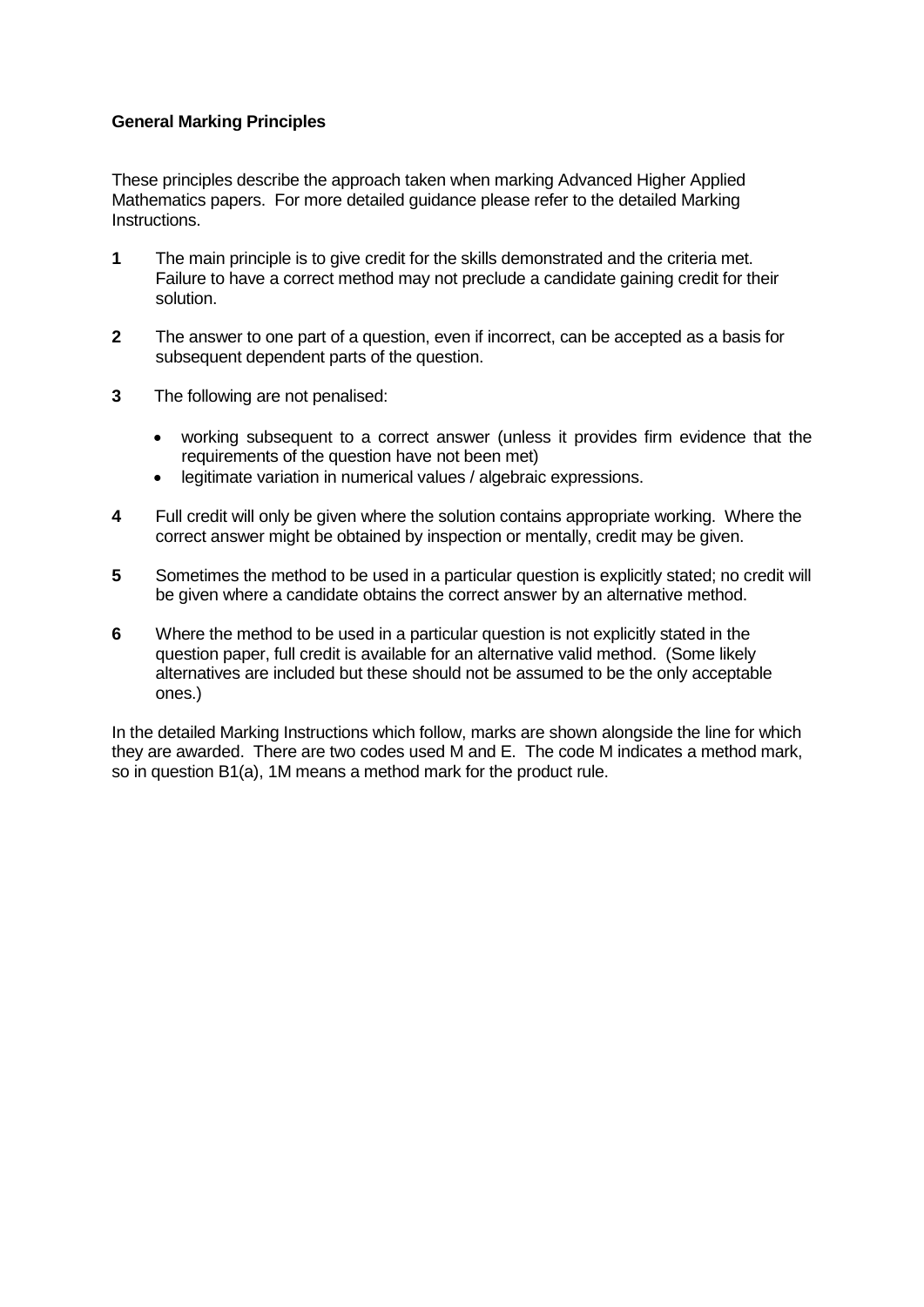**General Marking Principles**

These principles describe the approach taken when marking Advanced Higher Applied Mathematics papers. For more detailed guidance please refer to the detailed Marking Instructions.

**1** The main principle is to give credit for the skills demonstrated and the criteria met. Failure to have a correct method may not preclude a candidate gaining credit for their solution.

**2** The answer to one part of a question, even if incorrect, can be accepted as a basis for subsequent dependent parts of the question.

**3** The following are not penalised:

- working subsequent to a correct answer (unless it provides firm evidence that the requirements of the question have not been met)
- legitimate variation in numerical values / algebraic expressions.

**4** Full credit will only be given where the solution contains appropriate working. Where the correct answer might be obtained by inspection or mentally, credit may be given.

**5** Sometimes the method to be used in a particular question is explicitly stated; no credit will be given where a candidate obtains the correct answer by an alternative method.

**6** Where the method to be used in a particular question is not explicitly stated in the question paper, full credit is available for an alternative valid method. (Some likely alternatives are included but these should not be assumed to be the only acceptable ones.)

In the detailed Marking Instructions which follow, marks are shown alongside the line for which they are awarded. There are two codes used M and E. The code M indicates a method mark, so in question B1(a), 1M means a method mark for the product rule.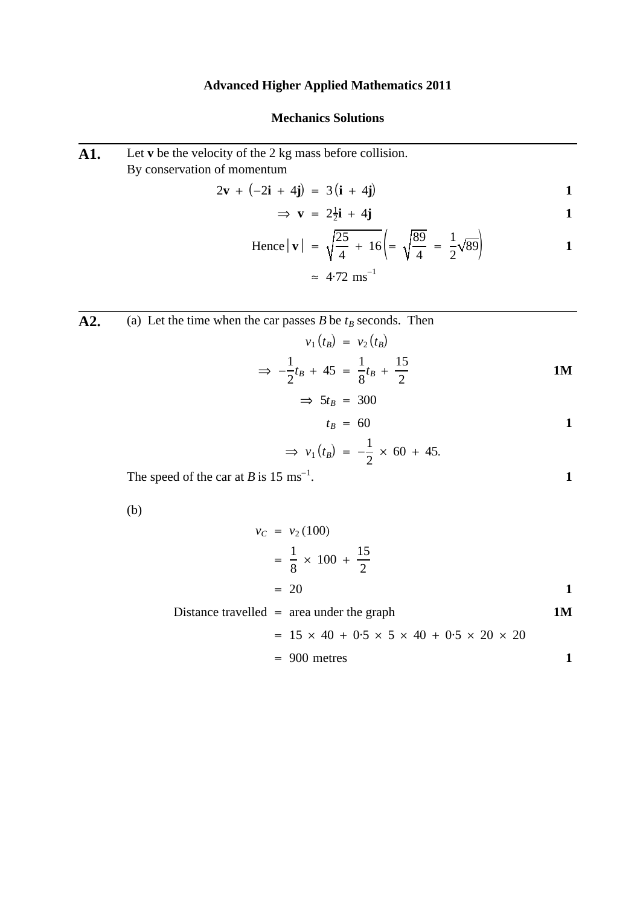# Advanced Higher Applied Mathematics 2011

## Mechanics Solutions

**A1.** Let **v** be the velocity of the 2 kg mass before collision.
By conservation of momentum

$$2\mathbf{v} + (-2\mathbf{i} + 4\mathbf{j}) = 3(\mathbf{i} + 4\mathbf{j}) \qquad \mathbf{1}$$

$$\Rightarrow \mathbf{v} = 2\tfrac{1}{2}\mathbf{i} + 4\mathbf{j} \qquad \mathbf{1}$$

$$\text{Hence } |\mathbf{v}| = \sqrt{\frac{25}{4} + 16}\left(= \sqrt{\frac{89}{4}} = \frac{1}{2}\sqrt{89}\right) \qquad \mathbf{1}$$

$$\approx 4{\cdot}72 \text{ ms}^{-1}$$

---

**A2.** (a) Let the time when the car passes $B$ be $t_B$ seconds. Then

$$v_1(t_B) = v_2(t_B)$$

$$\Rightarrow -\frac{1}{2}t_B + 45 = \frac{1}{8}t_B + \frac{15}{2} \qquad \mathbf{1M}$$

$$\Rightarrow 5t_B = 300$$

$$t_B = 60 \qquad \mathbf{1}$$

$$\Rightarrow v_1(t_B) = -\frac{1}{2} \times 60 + 45.$$

The speed of the car at $B$ is 15 $\text{ms}^{-1}$. **1**

(b)

$$v_C = v_2(100)$$

$$= \frac{1}{8} \times 100 + \frac{15}{2}$$

$$= 20 \qquad \mathbf{1}$$

$$\text{Distance travelled} = \text{area under the graph} \qquad \mathbf{1M}$$

$$= 15 \times 40 + 0{\cdot}5 \times 5 \times 40 + 0{\cdot}5 \times 20 \times 20$$

$$= 900 \text{ metres} \qquad \mathbf{1}$$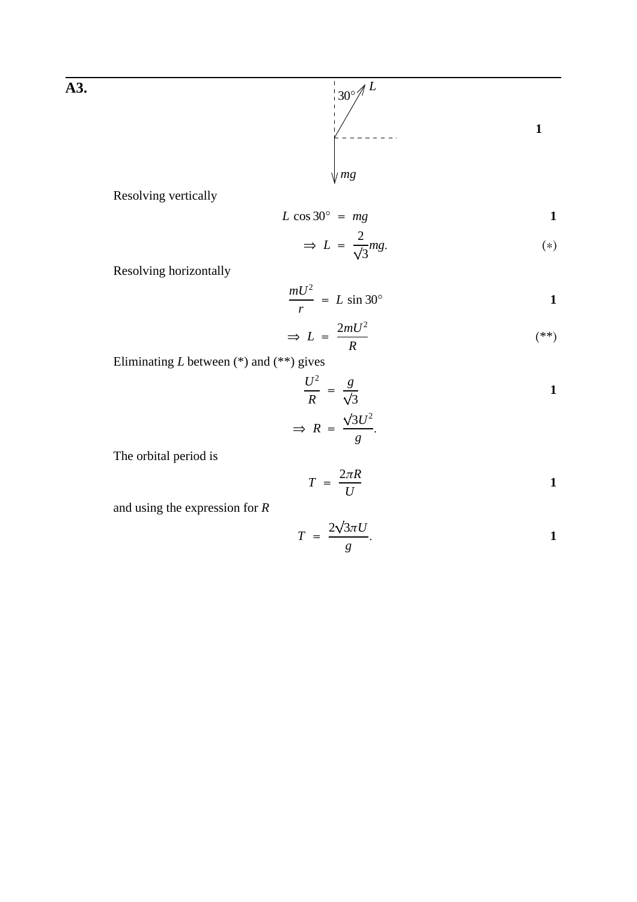**A3.**

30° L

mg

**1**

Resolving vertically

$$L \cos 30^\circ = mg \qquad \mathbf{1}$$

$$\Rightarrow L = \frac{2}{\sqrt{3}} mg. \qquad (*)$$

Resolving horizontally

$$\frac{mU^2}{r} = L \sin 30^\circ \qquad \mathbf{1}$$

$$\Rightarrow L = \frac{2mU^2}{R} \qquad (**)$$

Eliminating $L$ between (*) and (**) gives

$$\frac{U^2}{R} = \frac{g}{\sqrt{3}} \qquad \mathbf{1}$$

$$\Rightarrow R = \frac{\sqrt{3}U^2}{g}.$$

The orbital period is

$$T = \frac{2\pi R}{U} \qquad \mathbf{1}$$

and using the expression for $R$

$$T = \frac{2\sqrt{3}\pi U}{g}. \qquad \mathbf{1}$$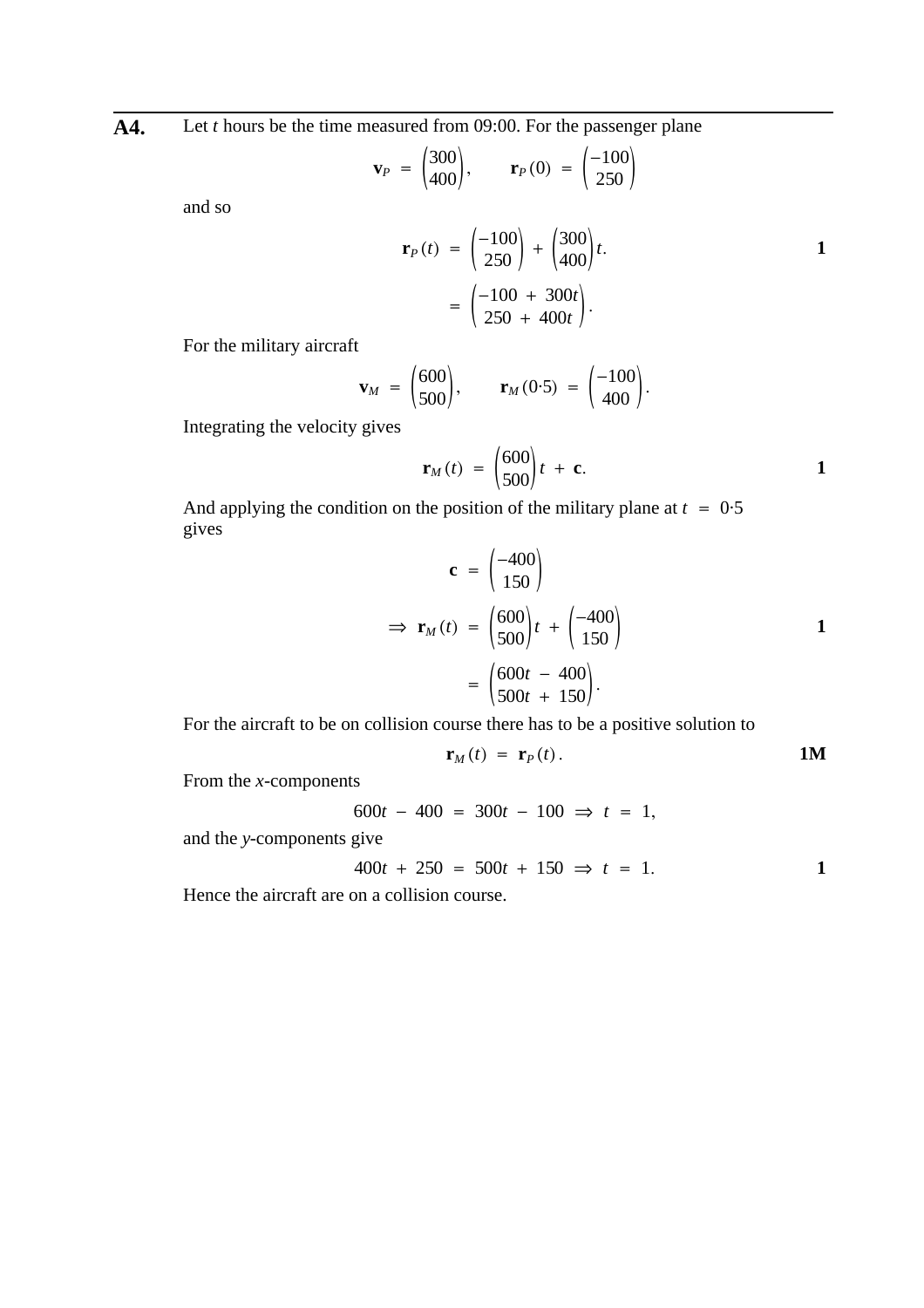**A4.** Let $t$ hours be the time measured from 09:00. For the passenger plane

$$\mathbf{v}_P = \begin{pmatrix} 300 \\ 400 \end{pmatrix}, \qquad \mathbf{r}_P(0) = \begin{pmatrix} -100 \\ 250 \end{pmatrix}$$

and so

$$\mathbf{r}_P(t) = \begin{pmatrix} -100 \\ 250 \end{pmatrix} + \begin{pmatrix} 300 \\ 400 \end{pmatrix} t. \qquad \mathbf{1}$$

$$= \begin{pmatrix} -100 + 300t \\ 250 + 400t \end{pmatrix}.$$

For the military aircraft

$$\mathbf{v}_M = \begin{pmatrix} 600 \\ 500 \end{pmatrix}, \qquad \mathbf{r}_M(0{\cdot}5) = \begin{pmatrix} -100 \\ 400 \end{pmatrix}.$$

Integrating the velocity gives

$$\mathbf{r}_M(t) = \begin{pmatrix} 600 \\ 500 \end{pmatrix} t + \mathbf{c}. \qquad \mathbf{1}$$

And applying the condition on the position of the military plane at $t = 0{\cdot}5$ gives

$$\mathbf{c} = \begin{pmatrix} -400 \\ 150 \end{pmatrix}$$

$$\Rightarrow \mathbf{r}_M(t) = \begin{pmatrix} 600 \\ 500 \end{pmatrix} t + \begin{pmatrix} -400 \\ 150 \end{pmatrix} \qquad \mathbf{1}$$

$$= \begin{pmatrix} 600t - 400 \\ 500t + 150 \end{pmatrix}.$$

For the aircraft to be on collision course there has to be a positive solution to

$$\mathbf{r}_M(t) = \mathbf{r}_P(t). \qquad \mathbf{1M}$$

From the $x$-components

$$600t - 400 = 300t - 100 \Rightarrow t = 1,$$

and the $y$-components give

$$400t + 250 = 500t + 150 \Rightarrow t = 1. \qquad \mathbf{1}$$

Hence the aircraft are on a collision course.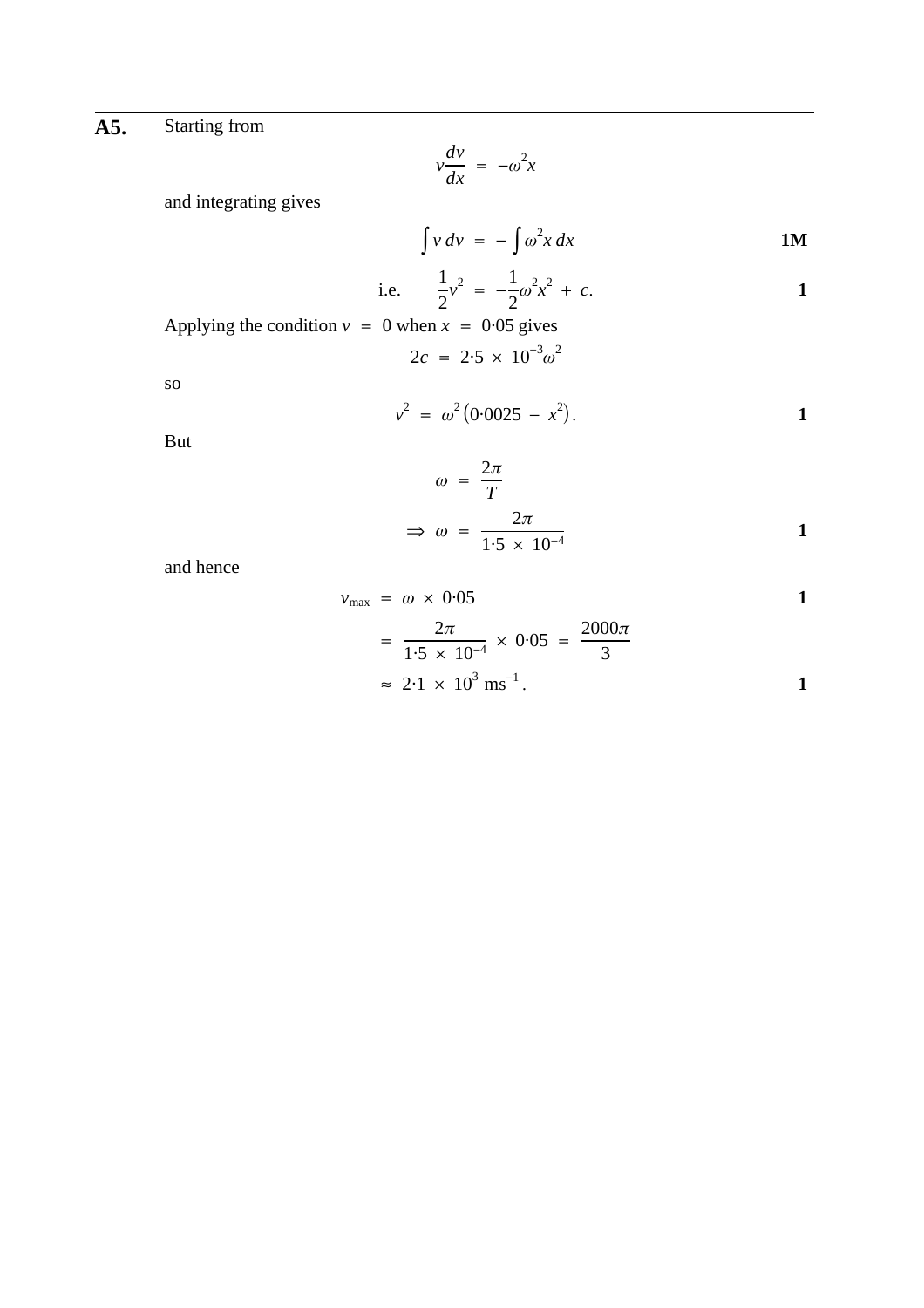**A5.** Starting from

$$v\frac{dv}{dx} = -\omega^2 x$$

and integrating gives

$$\int v\,dv = -\int \omega^2 x\,dx \qquad \textbf{1M}$$

$$\text{i.e.} \quad \frac{1}{2}v^2 = -\frac{1}{2}\omega^2 x^2 + c. \qquad \textbf{1}$$

Applying the condition $v = 0$ when $x = 0{\cdot}05$ gives

$$2c = 2{\cdot}5 \times 10^{-3}\omega^2$$

so

$$v^2 = \omega^2\left(0{\cdot}0025 - x^2\right). \qquad \textbf{1}$$

But

$$\omega = \frac{2\pi}{T}$$

$$\Rightarrow \omega = \frac{2\pi}{1{\cdot}5 \times 10^{-4}} \qquad \textbf{1}$$

and hence

$$v_{\max} = \omega \times 0{\cdot}05 \qquad \textbf{1}$$

$$= \frac{2\pi}{1{\cdot}5 \times 10^{-4}} \times 0{\cdot}05 = \frac{2000\pi}{3}$$

$$\approx 2{\cdot}1 \times 10^3 \text{ ms}^{-1}. \qquad \textbf{1}$$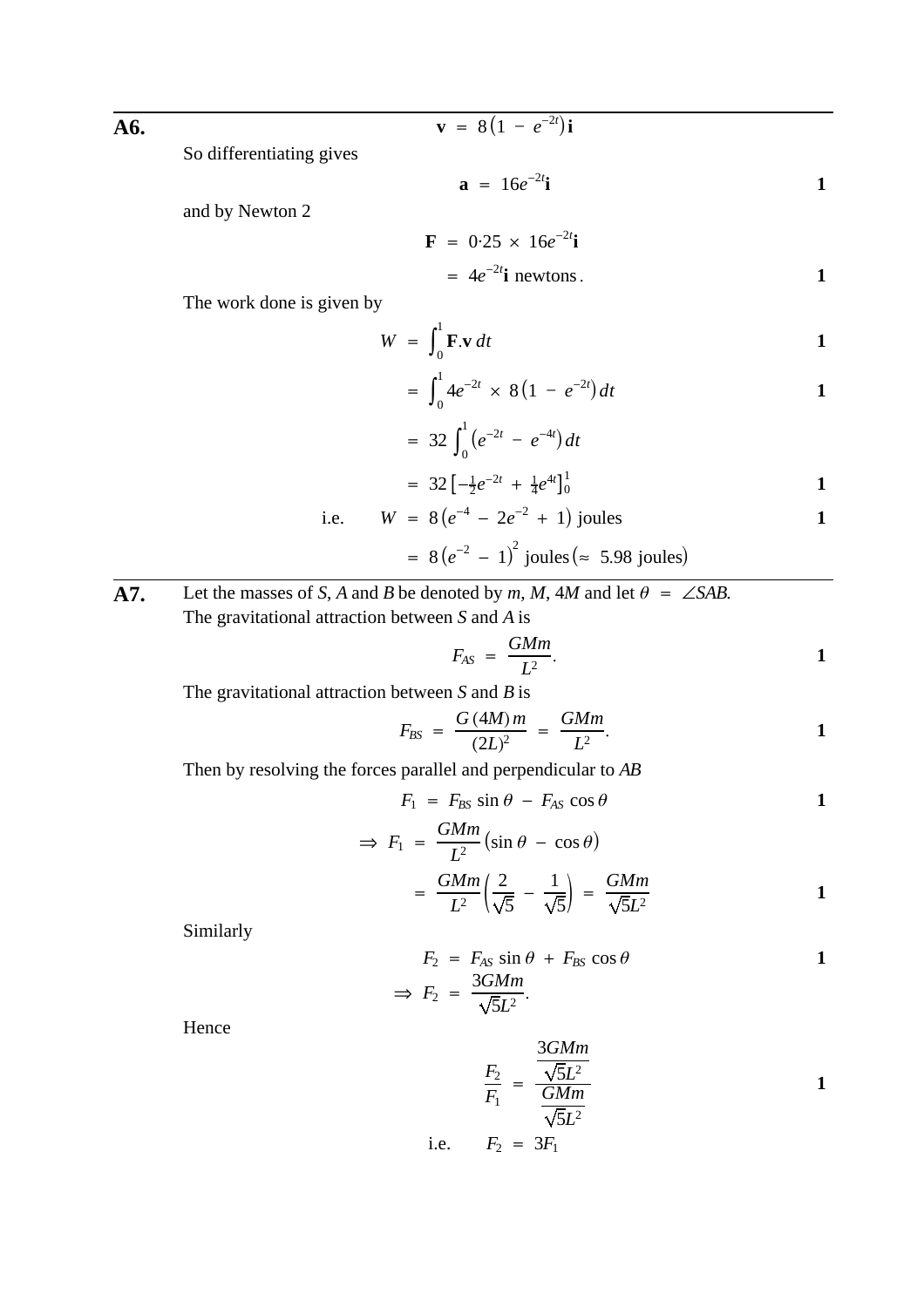**A6.**

$$\mathbf{v} = 8\left(1 - e^{-2t}\right)\mathbf{i}$$

So differentiating gives

$$\mathbf{a} = 16e^{-2t}\mathbf{i} \qquad \mathbf{1}$$

and by Newton 2

$$\mathbf{F} = 0{\cdot}25 \times 16e^{-2t}\mathbf{i}$$

$$= 4e^{-2t}\mathbf{i} \text{ newtons}. \qquad \mathbf{1}$$

The work done is given by

$$W = \int_0^1 \mathbf{F}.\mathbf{v}\,dt \qquad \mathbf{1}$$

$$= \int_0^1 4e^{-2t} \times 8\left(1 - e^{-2t}\right)dt \qquad \mathbf{1}$$

$$= 32\int_0^1 \left(e^{-2t} - e^{-4t}\right)dt$$

$$= 32\left[-\tfrac{1}{2}e^{-2t} + \tfrac{1}{4}e^{4t}\right]_0^1 \qquad \mathbf{1}$$

i.e. $$W = 8\left(e^{-4} - 2e^{-2} + 1\right) \text{ joules} \qquad \mathbf{1}$$

$$= 8\left(e^{-2} - 1\right)^2 \text{ joules} \left(\approx \ 5.98 \text{ joules}\right)$$

---

**A7.** Let the masses of $S$, $A$ and $B$ be denoted by $m$, $M$, $4M$ and let $\theta = \angle SAB$.
The gravitational attraction between $S$ and $A$ is

$$F_{AS} = \frac{GMm}{L^2}. \qquad \mathbf{1}$$

The gravitational attraction between $S$ and $B$ is

$$F_{BS} = \frac{G(4M)m}{(2L)^2} = \frac{GMm}{L^2}. \qquad \mathbf{1}$$

Then by resolving the forces parallel and perpendicular to $AB$

$$F_1 = F_{BS}\sin\theta - F_{AS}\cos\theta \qquad \mathbf{1}$$

$$\Rightarrow F_1 = \frac{GMm}{L^2}\left(\sin\theta - \cos\theta\right)$$

$$= \frac{GMm}{L^2}\left(\frac{2}{\sqrt{5}} - \frac{1}{\sqrt{5}}\right) = \frac{GMm}{\sqrt{5}L^2} \qquad \mathbf{1}$$

Similarly

$$F_2 = F_{AS}\sin\theta + F_{BS}\cos\theta \qquad \mathbf{1}$$

$$\Rightarrow F_2 = \frac{3GMm}{\sqrt{5}L^2}.$$

Hence

$$\frac{F_2}{F_1} = \frac{\dfrac{3GMm}{\sqrt{5}L^2}}{\dfrac{GMm}{\sqrt{5}L^2}} \qquad \mathbf{1}$$

i.e. $$F_2 = 3F_1$$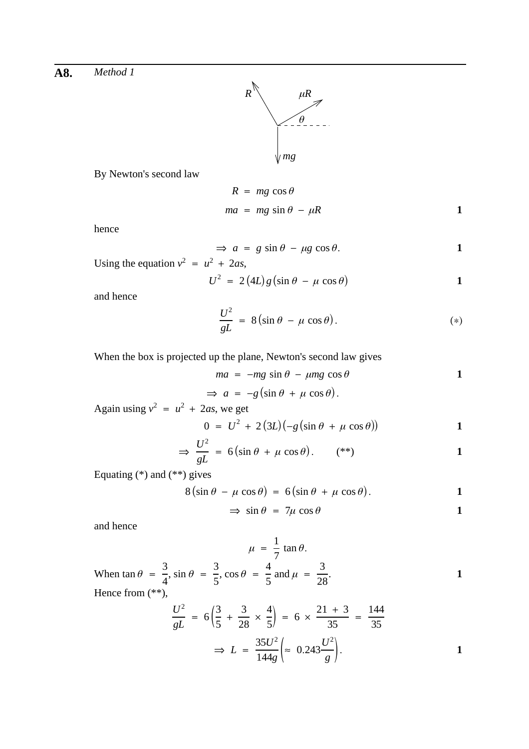**A8.** *Method 1*

By Newton's second law

$$R = mg\cos\theta$$

$$ma = mg\sin\theta - \mu R \qquad \mathbf{1}$$

hence

$$\Rightarrow a = g\sin\theta - \mu g\cos\theta. \qquad \mathbf{1}$$

Using the equation $v^2 = u^2 + 2as$,

$$U^2 = 2(4L)g(\sin\theta - \mu\cos\theta) \qquad \mathbf{1}$$

and hence

$$\frac{U^2}{gL} = 8(\sin\theta - \mu\cos\theta). \qquad (*)$$

When the box is projected up the plane, Newton's second law gives

$$ma = -mg\sin\theta - \mu mg\cos\theta \qquad \mathbf{1}$$

$$\Rightarrow a = -g(\sin\theta + \mu\cos\theta).$$

Again using $v^2 = u^2 + 2as$, we get

$$0 = U^2 + 2(3L)(-g(\sin\theta + \mu\cos\theta)) \qquad \mathbf{1}$$

$$\Rightarrow \frac{U^2}{gL} = 6(\sin\theta + \mu\cos\theta). \qquad (**) \qquad \mathbf{1}$$

Equating (*) and (**) gives

$$8(\sin\theta - \mu\cos\theta) = 6(\sin\theta + \mu\cos\theta). \qquad \mathbf{1}$$

$$\Rightarrow \sin\theta = 7\mu\cos\theta \qquad \mathbf{1}$$

and hence

$$\mu = \frac{1}{7}\tan\theta.$$

When $\tan\theta = \frac{3}{4}$, $\sin\theta = \frac{3}{5}$, $\cos\theta = \frac{4}{5}$ and $\mu = \frac{3}{28}$. **1**

Hence from (**),

$$\frac{U^2}{gL} = 6\left(\frac{3}{5} + \frac{3}{28} \times \frac{4}{5}\right) = 6 \times \frac{21 + 3}{35} = \frac{144}{35}$$

$$\Rightarrow L = \frac{35U^2}{144g}\left(\approx 0.243\frac{U^2}{g}\right). \qquad \mathbf{1}$$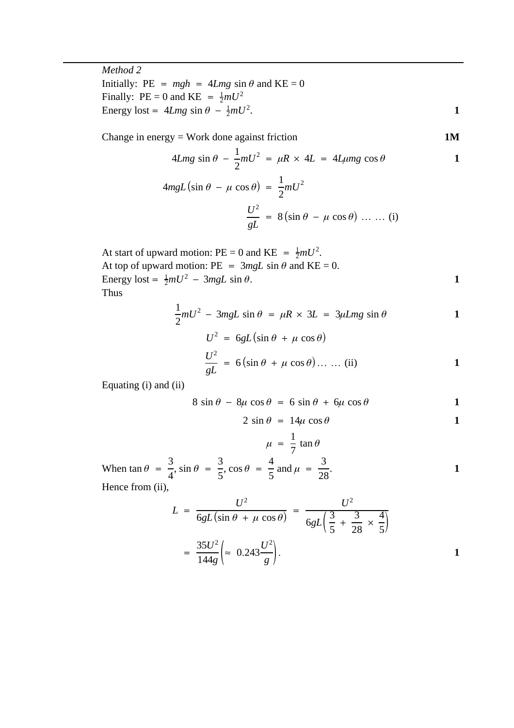*Method 2*

Initially: PE $= mgh = 4Lmg\sin\theta$ and KE = 0

Finally: PE = 0 and KE $= \frac{1}{2}mU^2$

Energy lost = $4Lmg\sin\theta - \frac{1}{2}mU^2$. **1**

Change in energy = Work done against friction **1M**

$$4Lmg\sin\theta - \frac{1}{2}mU^2 = \mu R \times 4L = 4L\mu mg\cos\theta \quad \textbf{1}$$

$$4mgL(\sin\theta - \mu\cos\theta) = \frac{1}{2}mU^2$$

$$\frac{U^2}{gL} = 8(\sin\theta - \mu\cos\theta) \ \ldots\ \ldots \text{(i)}$$

At start of upward motion: PE = 0 and KE $= \frac{1}{2}mU^2$.

At top of upward motion: PE $= 3mgL\sin\theta$ and KE = 0.

Energy lost = $\frac{1}{2}mU^2 - 3mgL\sin\theta$. **1**

Thus

$$\frac{1}{2}mU^2 - 3mgL\sin\theta = \mu R \times 3L = 3\mu Lmg\sin\theta \quad \textbf{1}$$

$$U^2 = 6gL(\sin\theta + \mu\cos\theta)$$

$$\frac{U^2}{gL} = 6(\sin\theta + \mu\cos\theta) \ldots\ \ldots \text{(ii)} \quad \textbf{1}$$

Equating (i) and (ii)

$$8\sin\theta - 8\mu\cos\theta = 6\sin\theta + 6\mu\cos\theta \quad \textbf{1}$$

$$2\sin\theta = 14\mu\cos\theta \quad \textbf{1}$$

$$\mu = \frac{1}{7}\tan\theta$$

When $\tan\theta = \frac{3}{4}$, $\sin\theta = \frac{3}{5}$, $\cos\theta = \frac{4}{5}$ and $\mu = \frac{3}{28}$. **1**

Hence from (ii),

$$L = \frac{U^2}{6gL(\sin\theta + \mu\cos\theta)} = \frac{U^2}{6gL\left(\frac{3}{5} + \frac{3}{28} \times \frac{4}{5}\right)}$$

$$= \frac{35U^2}{144g}\left(\approx 0.243\frac{U^2}{g}\right). \quad \textbf{1}$$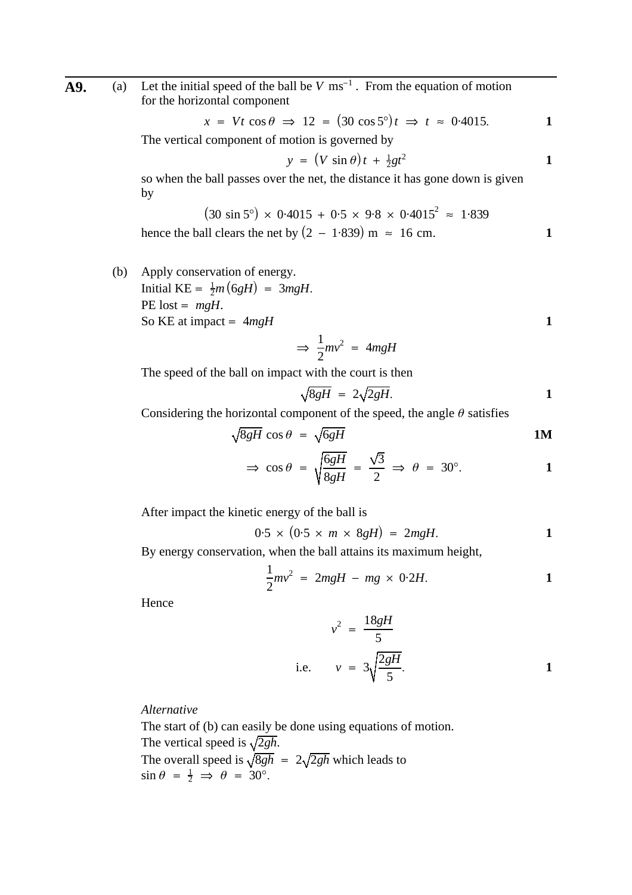**A9.** (a) Let the initial speed of the ball be $V$ ms$^{-1}$. From the equation of motion for the horizontal component

$$x = Vt\cos\theta \Rightarrow 12 = (30\cos 5°)t \Rightarrow t \approx 0{\cdot}4015. \qquad \textbf{1}$$

The vertical component of motion is governed by

$$y = (V\sin\theta)t + \tfrac{1}{2}gt^2 \qquad \textbf{1}$$

so when the ball passes over the net, the distance it has gone down is given by

$$(30\sin 5°) \times 0{\cdot}4015 + 0{\cdot}5 \times 9{\cdot}8 \times 0{\cdot}4015^2 \approx 1{\cdot}839$$

hence the ball clears the net by $(2 - 1{\cdot}839)$ m $\approx$ 16 cm. **1**

(b) Apply conservation of energy.
Initial KE = $\frac{1}{2}m(6gH) = 3mgH$.
PE lost = $mgH$.
So KE at impact = $4mgH$ **1**

$$\Rightarrow \frac{1}{2}mv^2 = 4mgH$$

The speed of the ball on impact with the court is then

$$\sqrt{8gH} = 2\sqrt{2gH}. \qquad \textbf{1}$$

Considering the horizontal component of the speed, the angle $\theta$ satisfies

$$\sqrt{8gH}\cos\theta = \sqrt{6gH} \qquad \textbf{1M}$$

$$\Rightarrow \cos\theta = \sqrt{\frac{6gH}{8gH}} = \frac{\sqrt{3}}{2} \Rightarrow \theta = 30°. \qquad \textbf{1}$$

After impact the kinetic energy of the ball is

$$0{\cdot}5 \times (0{\cdot}5 \times m \times 8gH) = 2mgH. \qquad \textbf{1}$$

By energy conservation, when the ball attains its maximum height,

$$\frac{1}{2}mv^2 = 2mgH - mg \times 0{\cdot}2H. \qquad \textbf{1}$$

Hence

$$v^2 = \frac{18gH}{5}$$

$$\text{i.e.} \qquad v = 3\sqrt{\frac{2gH}{5}}. \qquad \textbf{1}$$

*Alternative*
The start of (b) can easily be done using equations of motion.
The vertical speed is $\sqrt{2gh}$.
The overall speed is $\sqrt{8gh} = 2\sqrt{2gh}$ which leads to
$\sin\theta = \frac{1}{2} \Rightarrow \theta = 30°$.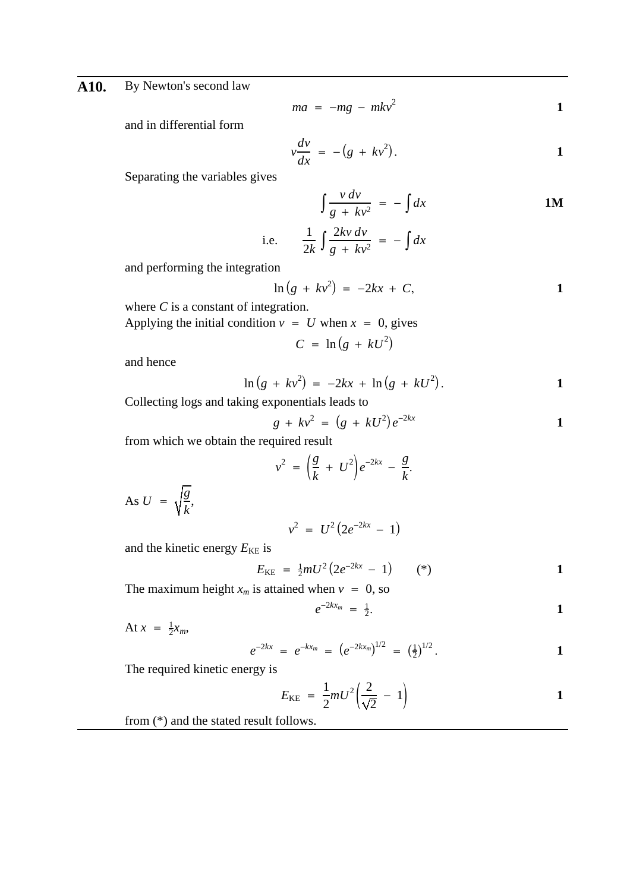**A10.** By Newton's second law

$$ma = -mg - mkv^2 \qquad \textbf{1}$$

and in differential form

$$v\frac{dv}{dx} = -\left(g + kv^2\right). \qquad \textbf{1}$$

Separating the variables gives

$$\int \frac{v\,dv}{g + kv^2} = -\int dx \qquad \textbf{1M}$$

i.e.
$$\frac{1}{2k}\int \frac{2kv\,dv}{g + kv^2} = -\int dx$$

and performing the integration

$$\ln\left(g + kv^2\right) = -2kx + C, \qquad \textbf{1}$$

where $C$ is a constant of integration.

Applying the initial condition $v = U$ when $x = 0$, gives

$$C = \ln\left(g + kU^2\right)$$

and hence

$$\ln\left(g + kv^2\right) = -2kx + \ln\left(g + kU^2\right). \qquad \textbf{1}$$

Collecting logs and taking exponentials leads to

$$g + kv^2 = \left(g + kU^2\right)e^{-2kx} \qquad \textbf{1}$$

from which we obtain the required result

$$v^2 = \left(\frac{g}{k} + U^2\right)e^{-2kx} - \frac{g}{k}.$$

As $U = \sqrt{\dfrac{g}{k}}$,

$$v^2 = U^2\left(2e^{-2kx} - 1\right)$$

and the kinetic energy $E_{\text{KE}}$ is

$$E_{\text{KE}} = \tfrac{1}{2}mU^2\left(2e^{-2kx} - 1\right) \qquad (*) \qquad \textbf{1}$$

The maximum height $x_m$ is attained when $v = 0$, so

$$e^{-2kx_m} = \tfrac{1}{2}. \qquad \textbf{1}$$

At $x = \tfrac{1}{2}x_m$,

$$e^{-2kx} = e^{-kx_m} = \left(e^{-2kx_m}\right)^{1/2} = \left(\tfrac{1}{2}\right)^{1/2}. \qquad \textbf{1}$$

The required kinetic energy is

$$E_{\text{KE}} = \frac{1}{2}mU^2\left(\frac{2}{\sqrt{2}} - 1\right) \qquad \textbf{1}$$

from (*) and the stated result follows.